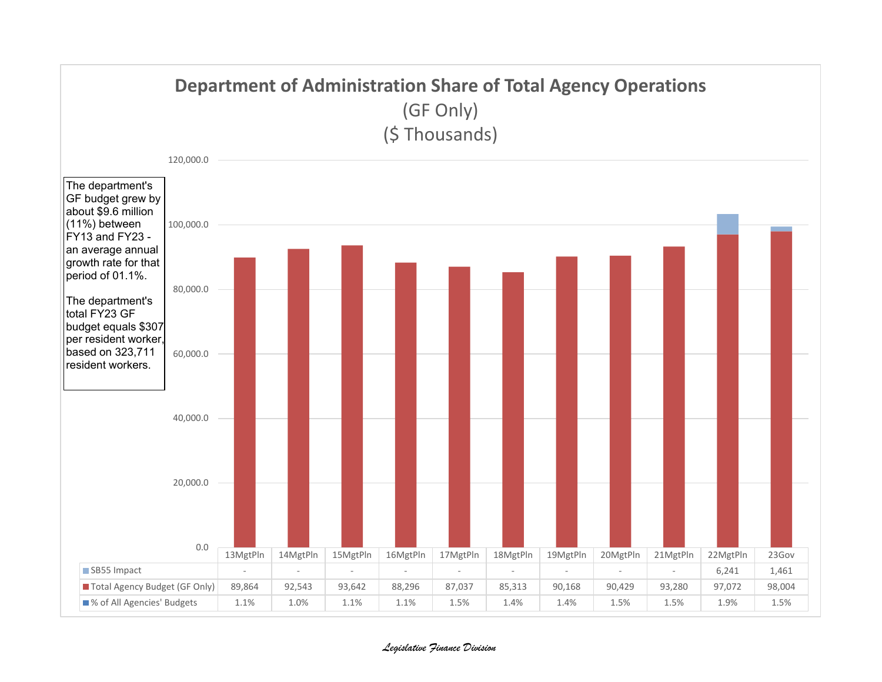# Department of Administration Share of Total Agency Operations

(GF Only)

($ Thousands)

The department's GF budget grew by about $9.6 million (11%) between FY13 and FY23 - an average annual growth rate for that period of 01.1%.

The department's total FY23 GF budget equals $307 per resident worker, based on 323,711 resident workers.

| | 13MgtPln | 14MgtPln | 15MgtPln | 16MgtPln | 17MgtPln | 18MgtPln | 19MgtPln | 20MgtPln | 21MgtPln | 22MgtPln | 23Gov |
|---|---|---|---|---|---|---|---|---|---|---|---|
| SB55 Impact | - | - | - | - | - | - | - | - | - | 6,241 | 1,461 |
| Total Agency Budget (GF Only) | 89,864 | 92,543 | 93,642 | 88,296 | 87,037 | 85,313 | 90,168 | 90,429 | 93,280 | 97,072 | 98,004 |
| % of All Agencies' Budgets | 1.1% | 1.0% | 1.1% | 1.1% | 1.5% | 1.4% | 1.4% | 1.5% | 1.5% | 1.9% | 1.5% |

*Legislative Finance Division*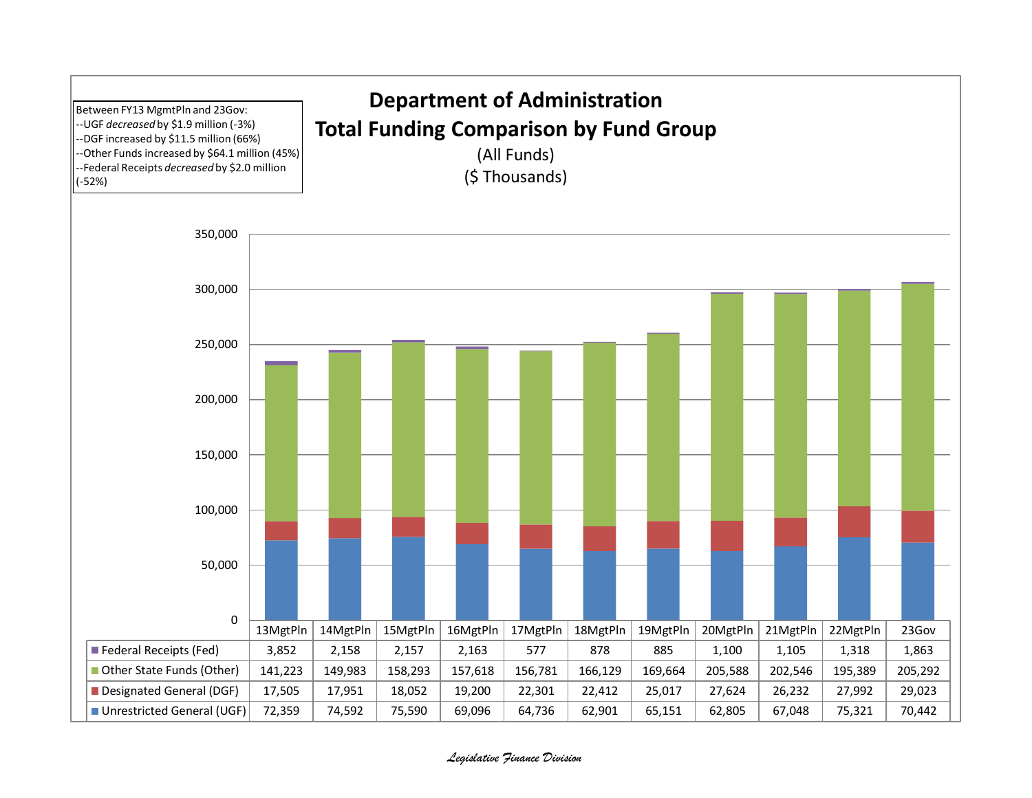# Department of Administration

## Total Funding Comparison by Fund Group

(All Funds)

($ Thousands)

Between FY13 MgmtPln and 23Gov:
--UGF *decreased* by $1.9 million (-3%)
--DGF increased by $11.5 million (66%)
--Other Funds increased by $64.1 million (45%)
--Federal Receipts *decreased* by $2.0 million (-52%)

| | 13MgtPln | 14MgtPln | 15MgtPln | 16MgtPln | 17MgtPln | 18MgtPln | 19MgtPln | 20MgtPln | 21MgtPln | 22MgtPln | 23Gov |
|---|---|---|---|---|---|---|---|---|---|---|---|
| Federal Receipts (Fed) | 3,852 | 2,158 | 2,157 | 2,163 | 577 | 878 | 885 | 1,100 | 1,105 | 1,318 | 1,863 |
| Other State Funds (Other) | 141,223 | 149,983 | 158,293 | 157,618 | 156,781 | 166,129 | 169,664 | 205,588 | 202,546 | 195,389 | 205,292 |
| Designated General (DGF) | 17,505 | 17,951 | 18,052 | 19,200 | 22,301 | 22,412 | 25,017 | 27,624 | 26,232 | 27,992 | 29,023 |
| Unrestricted General (UGF) | 72,359 | 74,592 | 75,590 | 69,096 | 64,736 | 62,901 | 65,151 | 62,805 | 67,048 | 75,321 | 70,442 |

*Legislative Finance Division*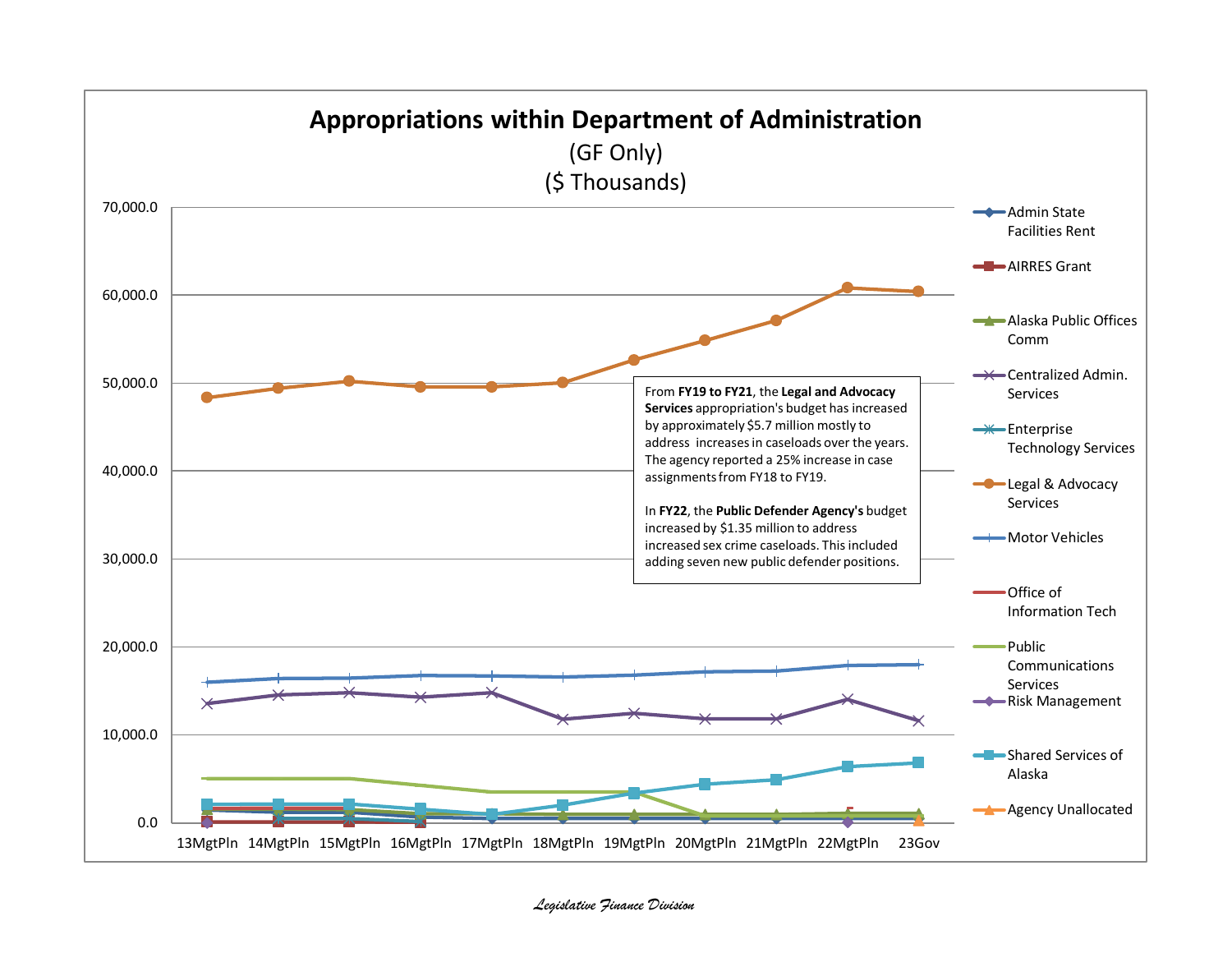# Appropriations within Department of Administration

(GF Only)

($ Thousands)

70,000.0
60,000.0
50,000.0
40,000.0
30,000.0
20,000.0
10,000.0
0.0

13MgtPln 14MgtPln 15MgtPln 16MgtPln 17MgtPln 18MgtPln 19MgtPln 20MgtPln 21MgtPln 22MgtPln 23Gov

Admin State Facilities Rent
AIRRES Grant
Alaska Public Offices Comm
Centralized Admin. Services
Enterprise Technology Services
Legal & Advocacy Services
Motor Vehicles
Office of Information Tech
Public Communications Services
Risk Management
Shared Services of Alaska
Agency Unallocated

From **FY19 to FY21**, the **Legal and Advocacy Services** appropriation's budget has increased by approximately $5.7 million mostly to address increases in caseloads over the years. The agency reported a 25% increase in case assignments from FY18 to FY19.

In **FY22**, the **Public Defender Agency's** budget increased by $1.35 million to address increased sex crime caseloads. This included adding seven new public defender positions.

*Legislative Finance Division*